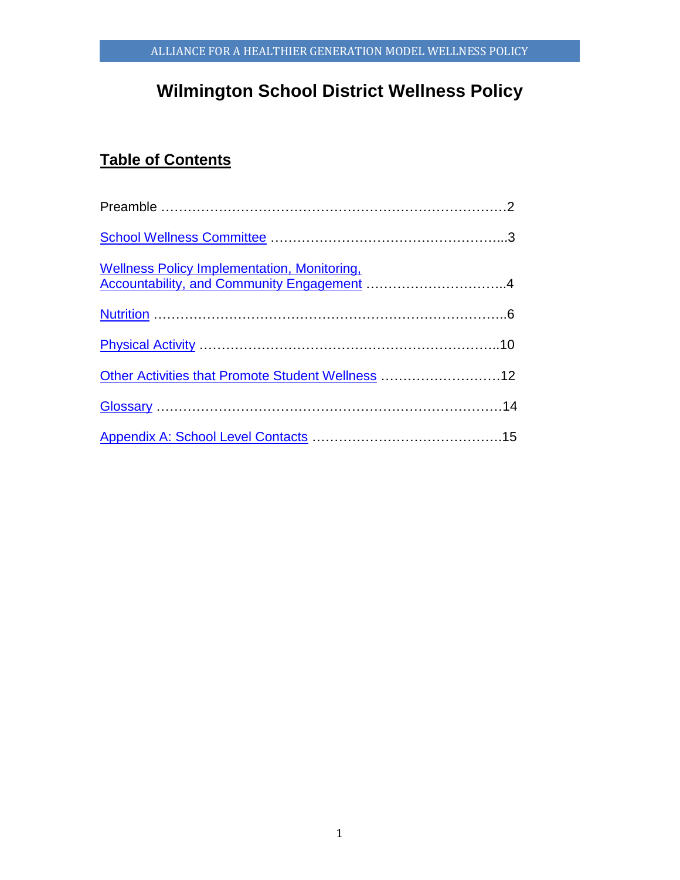# Wilmington School District Wellness Policy

## Table of Contents

Preamble ……………………………………………………………………2

School Wellness Committee ……………………………………………...3

Wellness Policy Implementation, Monitoring, Accountability, and Community Engagement …………………………..4

Nutrition …………………………………………………………………..6

Physical Activity …………………………………………………………..10

Other Activities that Promote Student Wellness ………………………12

Glossary …………………………………………………………………14

Appendix A: School Level Contacts …………………………………….15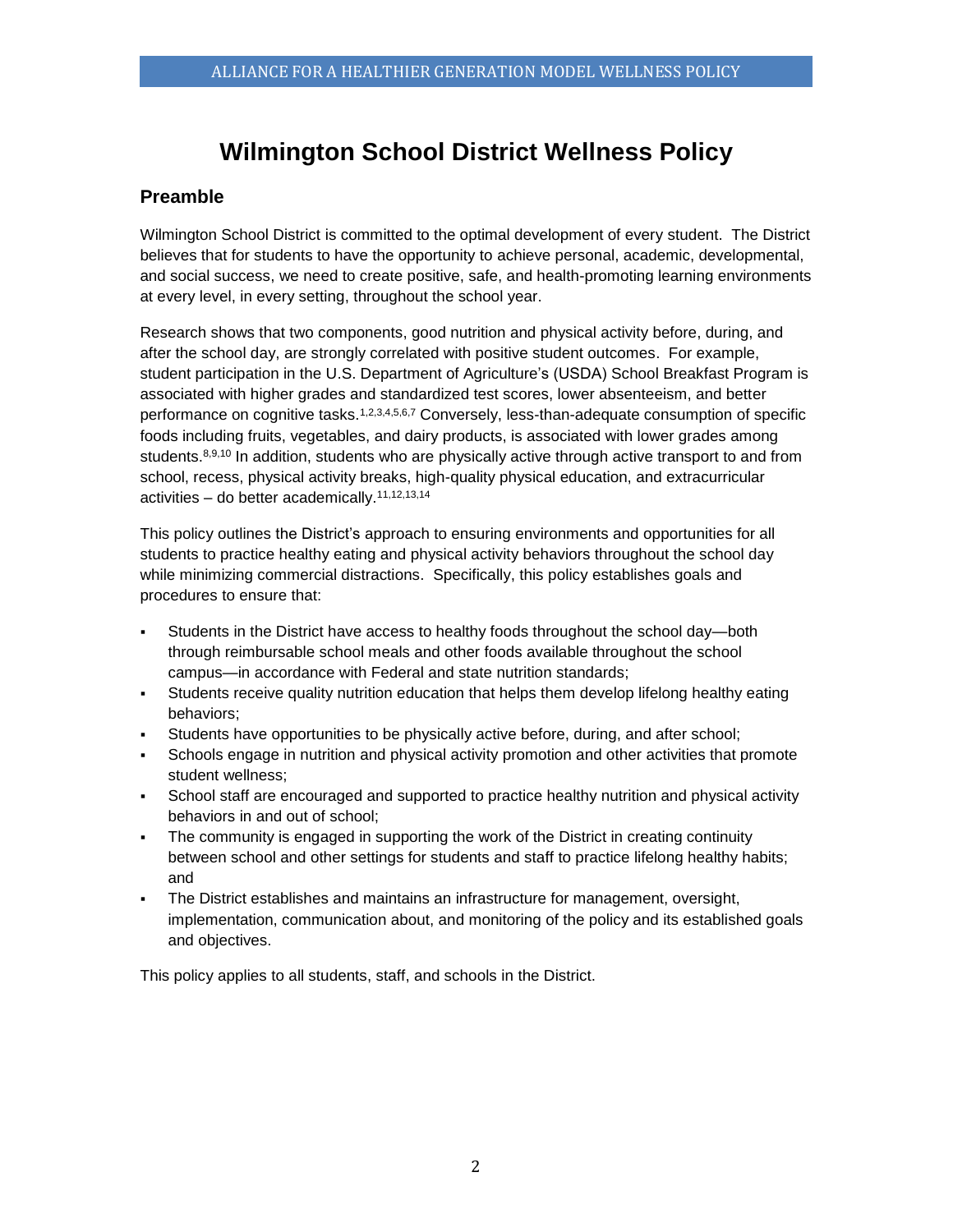# Wilmington School District Wellness Policy

## Preamble

Wilmington School District is committed to the optimal development of every student. The District believes that for students to have the opportunity to achieve personal, academic, developmental, and social success, we need to create positive, safe, and health-promoting learning environments at every level, in every setting, throughout the school year.

Research shows that two components, good nutrition and physical activity before, during, and after the school day, are strongly correlated with positive student outcomes. For example, student participation in the U.S. Department of Agriculture's (USDA) School Breakfast Program is associated with higher grades and standardized test scores, lower absenteeism, and better performance on cognitive tasks.[1,2,3,4,5,6,7] Conversely, less-than-adequate consumption of specific foods including fruits, vegetables, and dairy products, is associated with lower grades among students.[8,9,10] In addition, students who are physically active through active transport to and from school, recess, physical activity breaks, high-quality physical education, and extracurricular activities – do better academically.[11,12,13,14]

This policy outlines the District's approach to ensuring environments and opportunities for all students to practice healthy eating and physical activity behaviors throughout the school day while minimizing commercial distractions. Specifically, this policy establishes goals and procedures to ensure that:

- Students in the District have access to healthy foods throughout the school day—both through reimbursable school meals and other foods available throughout the school campus—in accordance with Federal and state nutrition standards;
- Students receive quality nutrition education that helps them develop lifelong healthy eating behaviors;
- Students have opportunities to be physically active before, during, and after school;
- Schools engage in nutrition and physical activity promotion and other activities that promote student wellness;
- School staff are encouraged and supported to practice healthy nutrition and physical activity behaviors in and out of school;
- The community is engaged in supporting the work of the District in creating continuity between school and other settings for students and staff to practice lifelong healthy habits; and
- The District establishes and maintains an infrastructure for management, oversight, implementation, communication about, and monitoring of the policy and its established goals and objectives.

This policy applies to all students, staff, and schools in the District.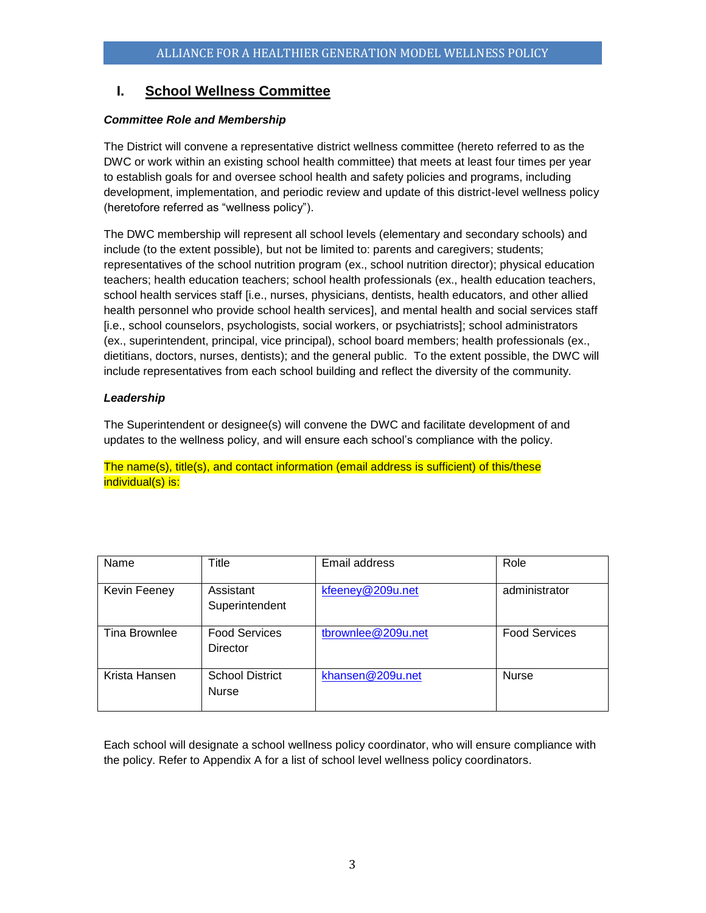## I. School Wellness Committee

***Committee Role and Membership***

The District will convene a representative district wellness committee (hereto referred to as the DWC or work within an existing school health committee) that meets at least four times per year to establish goals for and oversee school health and safety policies and programs, including development, implementation, and periodic review and update of this district-level wellness policy (heretofore referred as "wellness policy").

The DWC membership will represent all school levels (elementary and secondary schools) and include (to the extent possible), but not be limited to: parents and caregivers; students; representatives of the school nutrition program (ex., school nutrition director); physical education teachers; health education teachers; school health professionals (ex., health education teachers, school health services staff [i.e., nurses, physicians, dentists, health educators, and other allied health personnel who provide school health services], and mental health and social services staff [i.e., school counselors, psychologists, social workers, or psychiatrists]; school administrators (ex., superintendent, principal, vice principal), school board members; health professionals (ex., dietitians, doctors, nurses, dentists); and the general public. To the extent possible, the DWC will include representatives from each school building and reflect the diversity of the community.

***Leadership***

The Superintendent or designee(s) will convene the DWC and facilitate development of and updates to the wellness policy, and will ensure each school's compliance with the policy.

The name(s), title(s), and contact information (email address is sufficient) of this/these individual(s) is:

| Name | Title | Email address | Role |
|---|---|---|---|
| Kevin Feeney | Assistant Superintendent | kfeeney@209u.net | administrator |
| Tina Brownlee | Food Services Director | tbrownlee@209u.net | Food Services |
| Krista Hansen | School District Nurse | khansen@209u.net | Nurse |

Each school will designate a school wellness policy coordinator, who will ensure compliance with the policy. Refer to Appendix A for a list of school level wellness policy coordinators.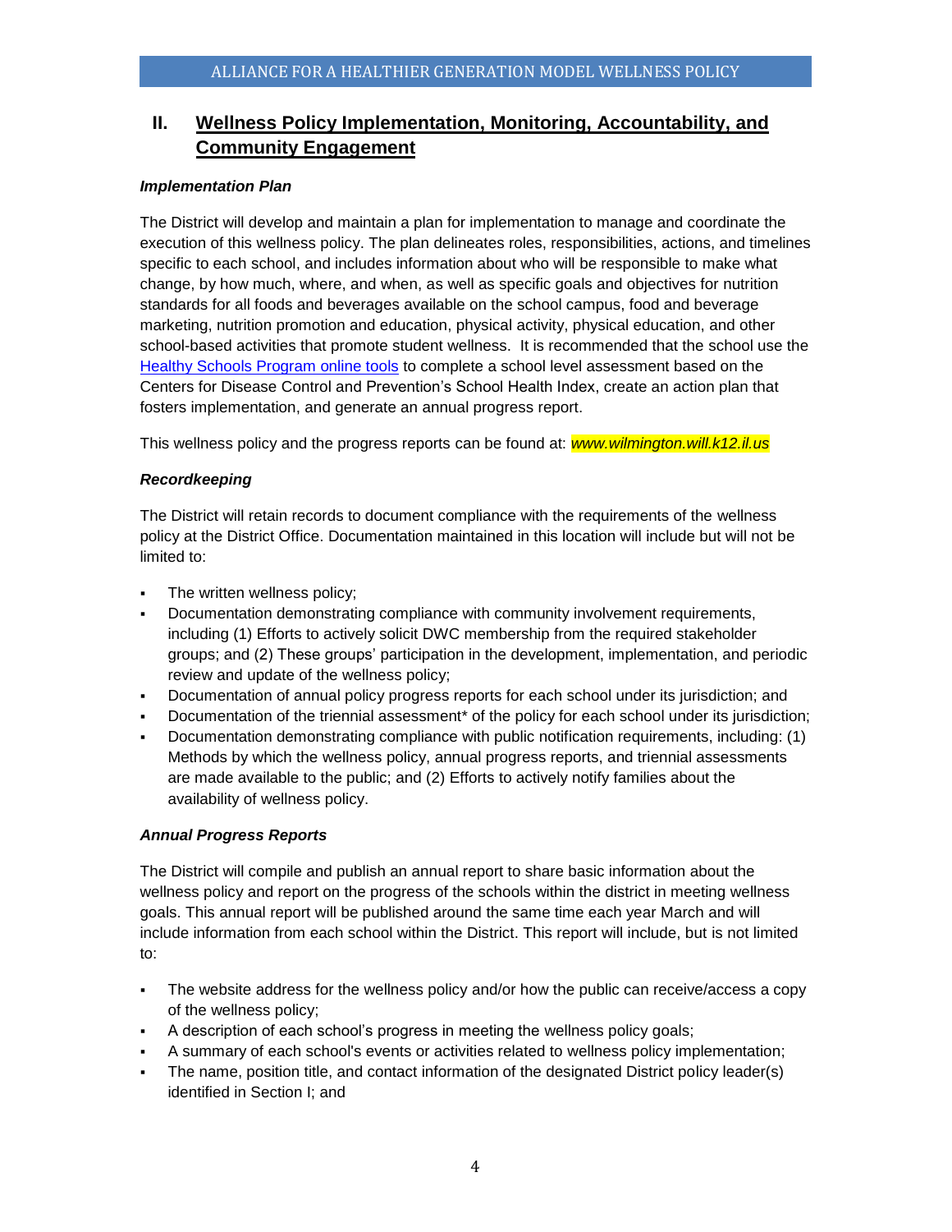## II. Wellness Policy Implementation, Monitoring, Accountability, and Community Engagement

***Implementation Plan***

The District will develop and maintain a plan for implementation to manage and coordinate the execution of this wellness policy. The plan delineates roles, responsibilities, actions, and timelines specific to each school, and includes information about who will be responsible to make what change, by how much, where, and when, as well as specific goals and objectives for nutrition standards for all foods and beverages available on the school campus, food and beverage marketing, nutrition promotion and education, physical activity, physical education, and other school-based activities that promote student wellness. It is recommended that the school use the Healthy Schools Program online tools to complete a school level assessment based on the Centers for Disease Control and Prevention's School Health Index, create an action plan that fosters implementation, and generate an annual progress report.

This wellness policy and the progress reports can be found at: *www.wilmington.will.k12.il.us*

***Recordkeeping***

The District will retain records to document compliance with the requirements of the wellness policy at the District Office. Documentation maintained in this location will include but will not be limited to:

- The written wellness policy;
- Documentation demonstrating compliance with community involvement requirements, including (1) Efforts to actively solicit DWC membership from the required stakeholder groups; and (2) These groups' participation in the development, implementation, and periodic review and update of the wellness policy;
- Documentation of annual policy progress reports for each school under its jurisdiction; and
- Documentation of the triennial assessment* of the policy for each school under its jurisdiction;
- Documentation demonstrating compliance with public notification requirements, including: (1) Methods by which the wellness policy, annual progress reports, and triennial assessments are made available to the public; and (2) Efforts to actively notify families about the availability of wellness policy.

***Annual Progress Reports***

The District will compile and publish an annual report to share basic information about the wellness policy and report on the progress of the schools within the district in meeting wellness goals. This annual report will be published around the same time each year March and will include information from each school within the District. This report will include, but is not limited to:

- The website address for the wellness policy and/or how the public can receive/access a copy of the wellness policy;
- A description of each school's progress in meeting the wellness policy goals;
- A summary of each school's events or activities related to wellness policy implementation;
- The name, position title, and contact information of the designated District policy leader(s) identified in Section I; and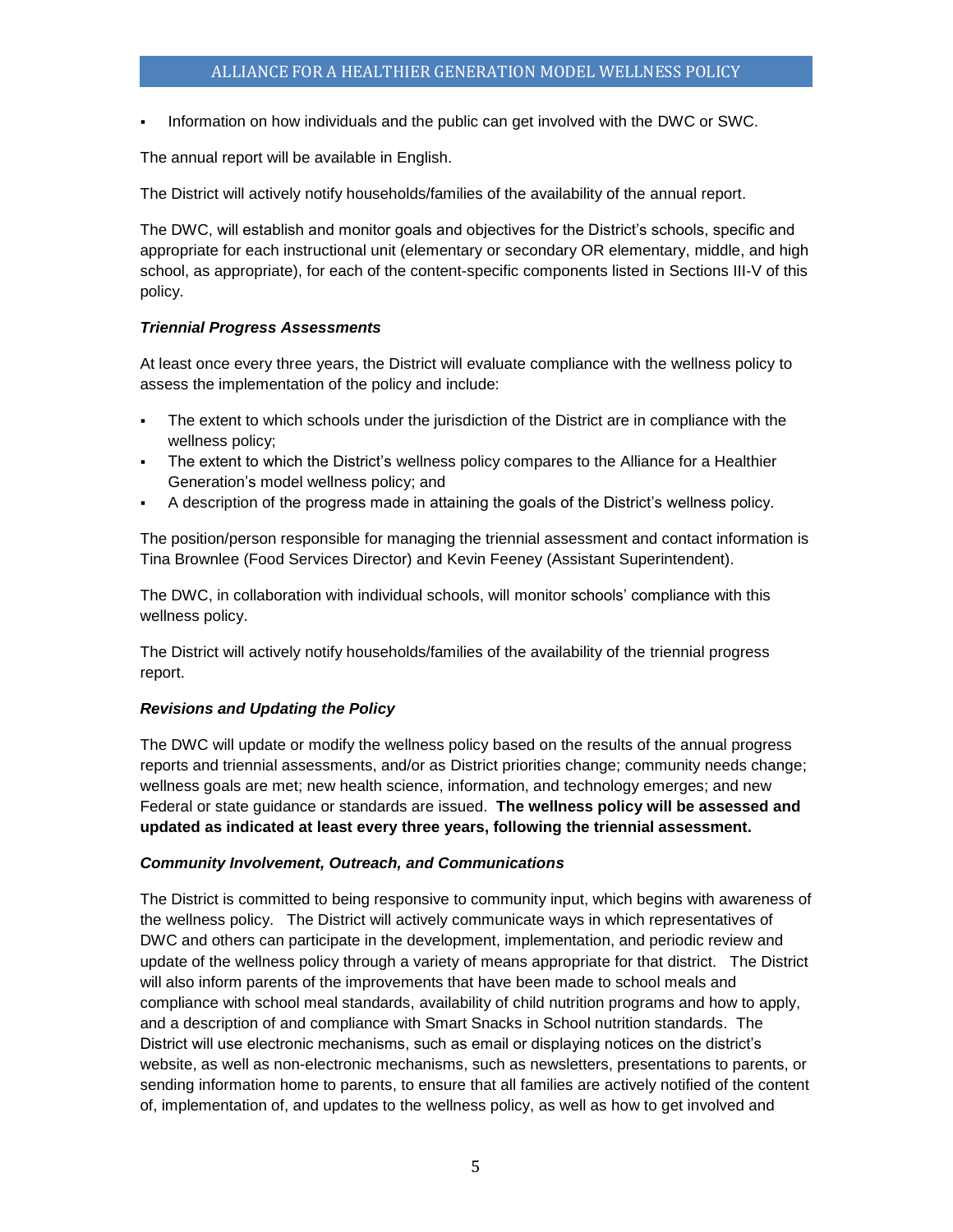- Information on how individuals and the public can get involved with the DWC or SWC.

The annual report will be available in English.

The District will actively notify households/families of the availability of the annual report.

The DWC, will establish and monitor goals and objectives for the District's schools, specific and appropriate for each instructional unit (elementary or secondary OR elementary, middle, and high school, as appropriate), for each of the content-specific components listed in Sections III-V of this policy.

***Triennial Progress Assessments***

At least once every three years, the District will evaluate compliance with the wellness policy to assess the implementation of the policy and include:

- The extent to which schools under the jurisdiction of the District are in compliance with the wellness policy;
- The extent to which the District's wellness policy compares to the Alliance for a Healthier Generation's model wellness policy; and
- A description of the progress made in attaining the goals of the District's wellness policy.

The position/person responsible for managing the triennial assessment and contact information is Tina Brownlee (Food Services Director) and Kevin Feeney (Assistant Superintendent).

The DWC, in collaboration with individual schools, will monitor schools' compliance with this wellness policy.

The District will actively notify households/families of the availability of the triennial progress report.

***Revisions and Updating the Policy***

The DWC will update or modify the wellness policy based on the results of the annual progress reports and triennial assessments, and/or as District priorities change; community needs change; wellness goals are met; new health science, information, and technology emerges; and new Federal or state guidance or standards are issued. **The wellness policy will be assessed and updated as indicated at least every three years, following the triennial assessment.**

***Community Involvement, Outreach, and Communications***

The District is committed to being responsive to community input, which begins with awareness of the wellness policy. The District will actively communicate ways in which representatives of DWC and others can participate in the development, implementation, and periodic review and update of the wellness policy through a variety of means appropriate for that district. The District will also inform parents of the improvements that have been made to school meals and compliance with school meal standards, availability of child nutrition programs and how to apply, and a description of and compliance with Smart Snacks in School nutrition standards. The District will use electronic mechanisms, such as email or displaying notices on the district's website, as well as non-electronic mechanisms, such as newsletters, presentations to parents, or sending information home to parents, to ensure that all families are actively notified of the content of, implementation of, and updates to the wellness policy, as well as how to get involved and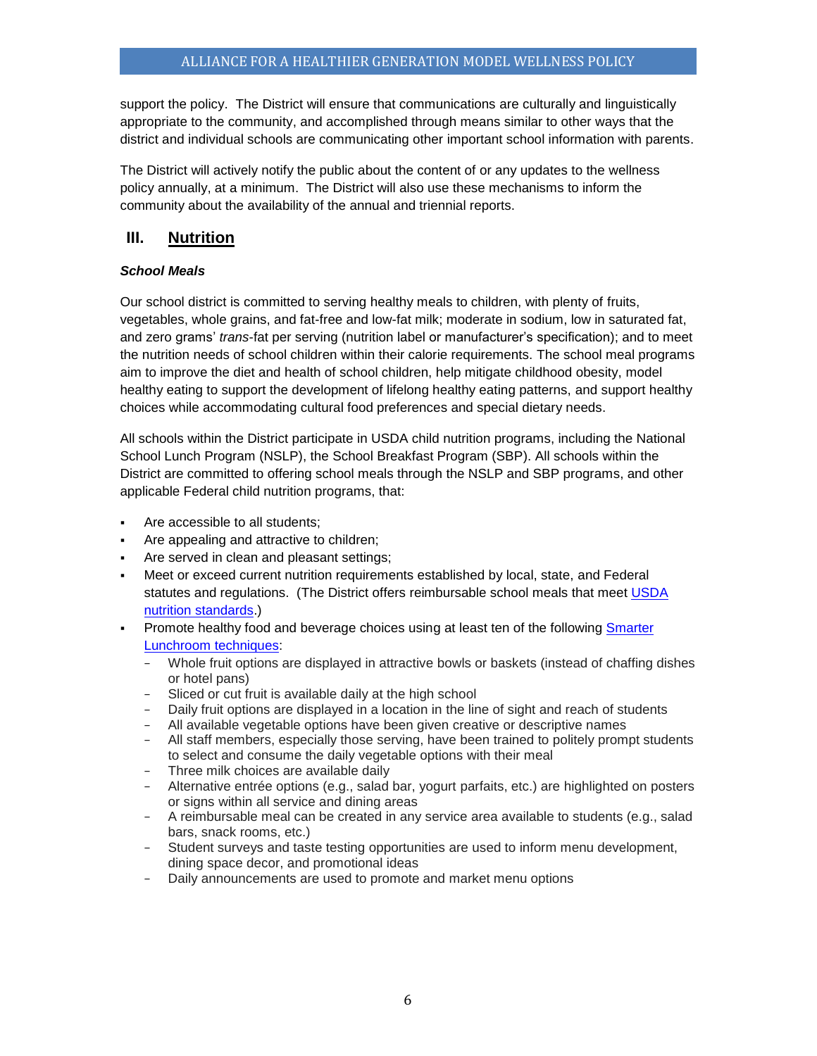support the policy. The District will ensure that communications are culturally and linguistically appropriate to the community, and accomplished through means similar to other ways that the district and individual schools are communicating other important school information with parents.

The District will actively notify the public about the content of or any updates to the wellness policy annually, at a minimum. The District will also use these mechanisms to inform the community about the availability of the annual and triennial reports.

## III. Nutrition

***School Meals***

Our school district is committed to serving healthy meals to children, with plenty of fruits, vegetables, whole grains, and fat-free and low-fat milk; moderate in sodium, low in saturated fat, and zero grams' *trans*-fat per serving (nutrition label or manufacturer's specification); and to meet the nutrition needs of school children within their calorie requirements. The school meal programs aim to improve the diet and health of school children, help mitigate childhood obesity, model healthy eating to support the development of lifelong healthy eating patterns, and support healthy choices while accommodating cultural food preferences and special dietary needs.

All schools within the District participate in USDA child nutrition programs, including the National School Lunch Program (NSLP), the School Breakfast Program (SBP). All schools within the District are committed to offering school meals through the NSLP and SBP programs, and other applicable Federal child nutrition programs, that:

- Are accessible to all students;
- Are appealing and attractive to children;
- Are served in clean and pleasant settings;
- Meet or exceed current nutrition requirements established by local, state, and Federal statutes and regulations. (The District offers reimbursable school meals that meet USDA nutrition standards.)
- Promote healthy food and beverage choices using at least ten of the following Smarter Lunchroom techniques:
  - Whole fruit options are displayed in attractive bowls or baskets (instead of chaffing dishes or hotel pans)
  - Sliced or cut fruit is available daily at the high school
  - Daily fruit options are displayed in a location in the line of sight and reach of students
  - All available vegetable options have been given creative or descriptive names
  - All staff members, especially those serving, have been trained to politely prompt students to select and consume the daily vegetable options with their meal
  - Three milk choices are available daily
  - Alternative entrée options (e.g., salad bar, yogurt parfaits, etc.) are highlighted on posters or signs within all service and dining areas
  - A reimbursable meal can be created in any service area available to students (e.g., salad bars, snack rooms, etc.)
  - Student surveys and taste testing opportunities are used to inform menu development, dining space decor, and promotional ideas
  - Daily announcements are used to promote and market menu options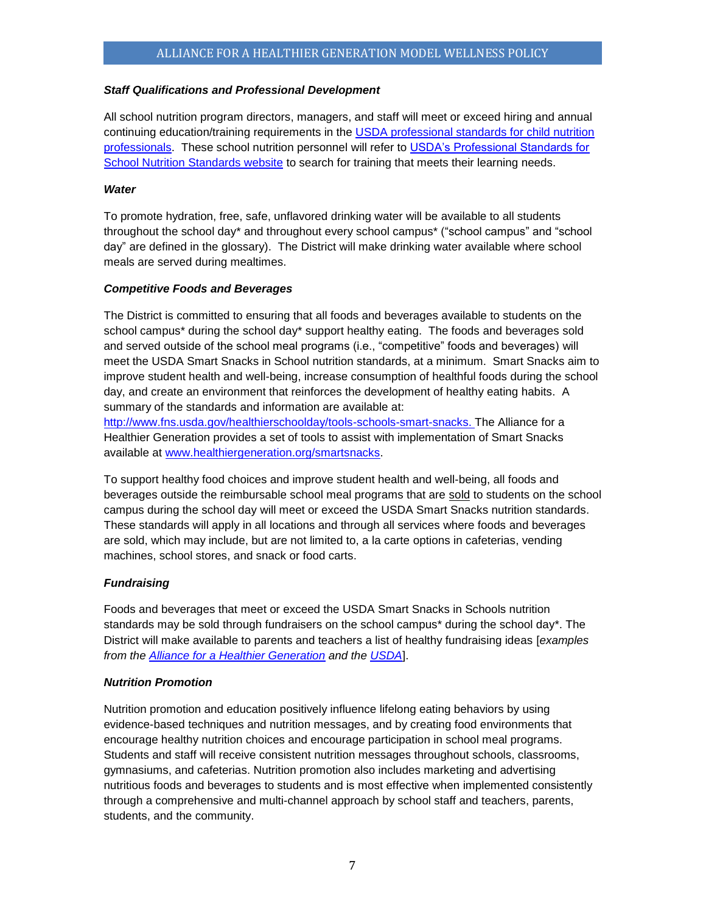### *Staff Qualifications and Professional Development*

All school nutrition program directors, managers, and staff will meet or exceed hiring and annual continuing education/training requirements in the [USDA professional standards for child nutrition professionals](). These school nutrition personnel will refer to [USDA's Professional Standards for School Nutrition Standards website]() to search for training that meets their learning needs.

### *Water*

To promote hydration, free, safe, unflavored drinking water will be available to all students throughout the school day* and throughout every school campus* ("school campus" and "school day" are defined in the glossary). The District will make drinking water available where school meals are served during mealtimes.

### *Competitive Foods and Beverages*

The District is committed to ensuring that all foods and beverages available to students on the school campus* during the school day* support healthy eating. The foods and beverages sold and served outside of the school meal programs (i.e., "competitive" foods and beverages) will meet the USDA Smart Snacks in School nutrition standards, at a minimum. Smart Snacks aim to improve student health and well-being, increase consumption of healthful foods during the school day, and create an environment that reinforces the development of healthy eating habits. A summary of the standards and information are available at: http://www.fns.usda.gov/healthierschoolday/tools-schools-smart-snacks. The Alliance for a Healthier Generation provides a set of tools to assist with implementation of Smart Snacks available at www.healthiergeneration.org/smartsnacks.

To support healthy food choices and improve student health and well-being, all foods and beverages outside the reimbursable school meal programs that are sold to students on the school campus during the school day will meet or exceed the USDA Smart Snacks nutrition standards. These standards will apply in all locations and through all services where foods and beverages are sold, which may include, but are not limited to, a la carte options in cafeterias, vending machines, school stores, and snack or food carts.

### *Fundraising*

Foods and beverages that meet or exceed the USDA Smart Snacks in Schools nutrition standards may be sold through fundraisers on the school campus* during the school day*. The District will make available to parents and teachers a list of healthy fundraising ideas [*examples from the [Alliance for a Healthier Generation]() and the [USDA]()*].

### *Nutrition Promotion*

Nutrition promotion and education positively influence lifelong eating behaviors by using evidence-based techniques and nutrition messages, and by creating food environments that encourage healthy nutrition choices and encourage participation in school meal programs. Students and staff will receive consistent nutrition messages throughout schools, classrooms, gymnasiums, and cafeterias. Nutrition promotion also includes marketing and advertising nutritious foods and beverages to students and is most effective when implemented consistently through a comprehensive and multi-channel approach by school staff and teachers, parents, students, and the community.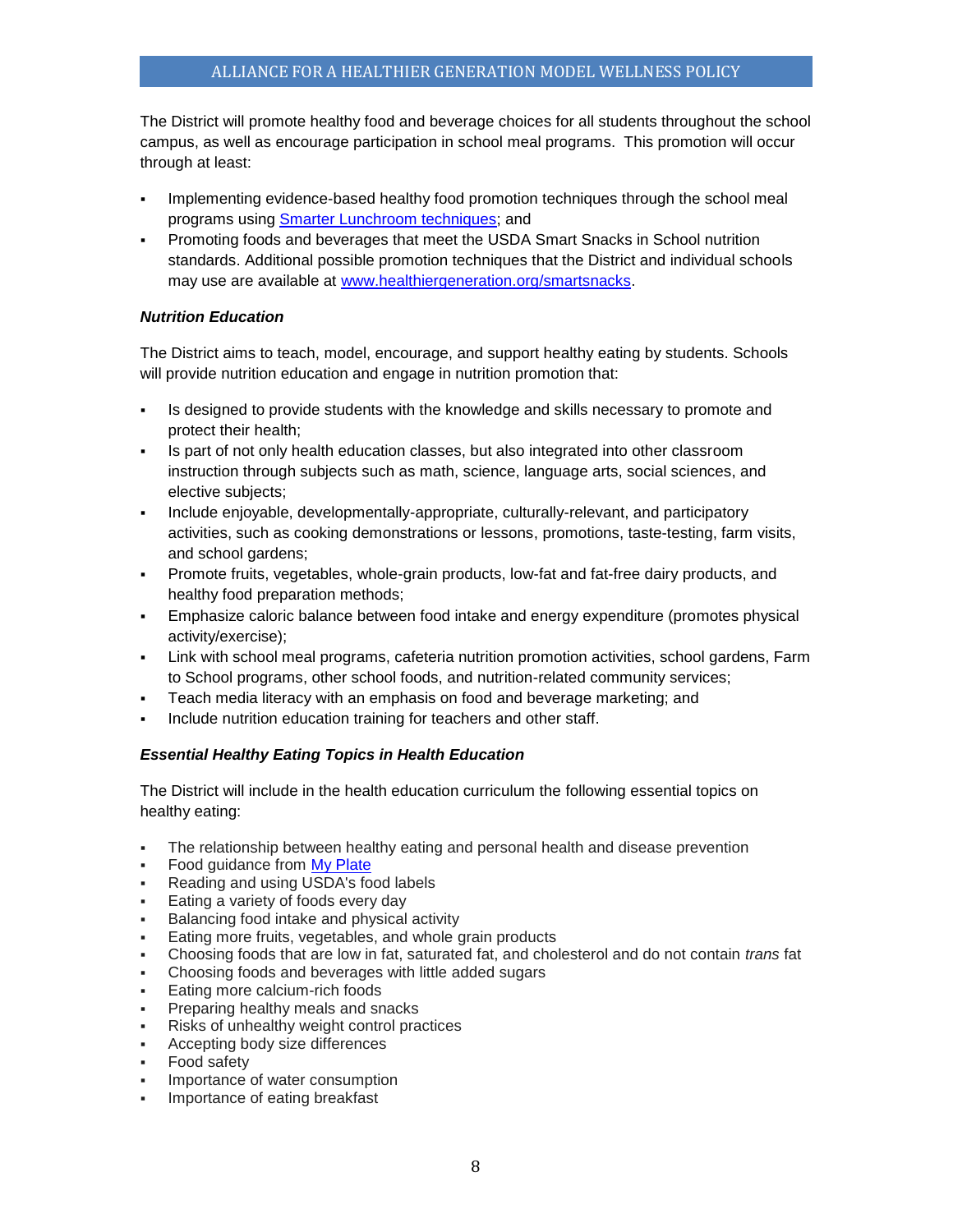The District will promote healthy food and beverage choices for all students throughout the school campus, as well as encourage participation in school meal programs. This promotion will occur through at least:

- Implementing evidence-based healthy food promotion techniques through the school meal programs using [Smarter Lunchroom techniques](); and
- Promoting foods and beverages that meet the USDA Smart Snacks in School nutrition standards. Additional possible promotion techniques that the District and individual schools may use are available at [www.healthiergeneration.org/smartsnacks]().

***Nutrition Education***

The District aims to teach, model, encourage, and support healthy eating by students. Schools will provide nutrition education and engage in nutrition promotion that:

- Is designed to provide students with the knowledge and skills necessary to promote and protect their health;
- Is part of not only health education classes, but also integrated into other classroom instruction through subjects such as math, science, language arts, social sciences, and elective subjects;
- Include enjoyable, developmentally-appropriate, culturally-relevant, and participatory activities, such as cooking demonstrations or lessons, promotions, taste-testing, farm visits, and school gardens;
- Promote fruits, vegetables, whole-grain products, low-fat and fat-free dairy products, and healthy food preparation methods;
- Emphasize caloric balance between food intake and energy expenditure (promotes physical activity/exercise);
- Link with school meal programs, cafeteria nutrition promotion activities, school gardens, Farm to School programs, other school foods, and nutrition-related community services;
- Teach media literacy with an emphasis on food and beverage marketing; and
- Include nutrition education training for teachers and other staff.

***Essential Healthy Eating Topics in Health Education***

The District will include in the health education curriculum the following essential topics on healthy eating:

- The relationship between healthy eating and personal health and disease prevention
- Food guidance from [My Plate]()
- Reading and using USDA's food labels
- Eating a variety of foods every day
- Balancing food intake and physical activity
- Eating more fruits, vegetables, and whole grain products
- Choosing foods that are low in fat, saturated fat, and cholesterol and do not contain *trans* fat
- Choosing foods and beverages with little added sugars
- Eating more calcium-rich foods
- Preparing healthy meals and snacks
- Risks of unhealthy weight control practices
- Accepting body size differences
- Food safety
- Importance of water consumption
- Importance of eating breakfast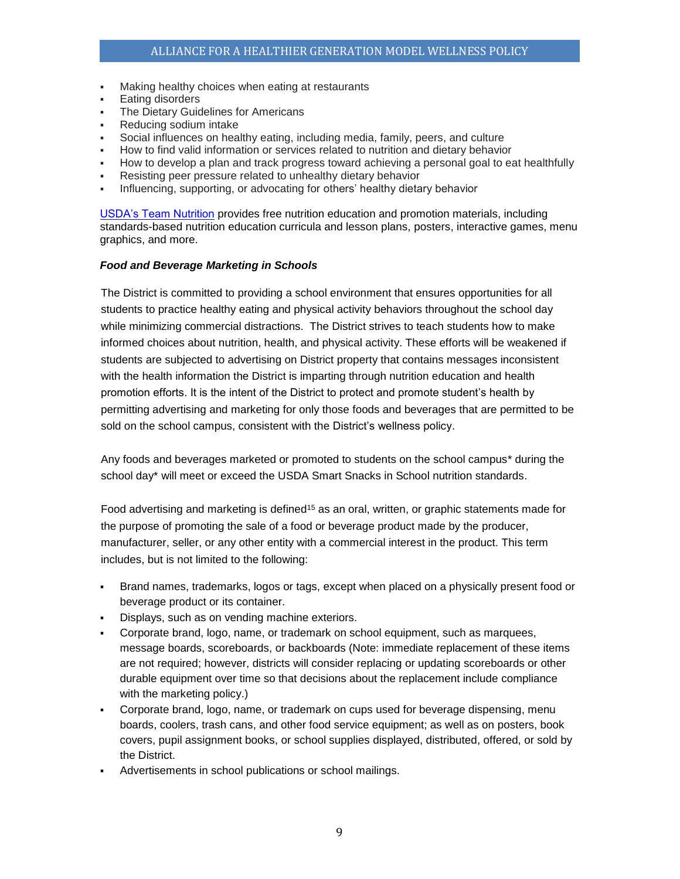- Making healthy choices when eating at restaurants
- Eating disorders
- The Dietary Guidelines for Americans
- Reducing sodium intake
- Social influences on healthy eating, including media, family, peers, and culture
- How to find valid information or services related to nutrition and dietary behavior
- How to develop a plan and track progress toward achieving a personal goal to eat healthfully
- Resisting peer pressure related to unhealthy dietary behavior
- Influencing, supporting, or advocating for others' healthy dietary behavior

USDA's Team Nutrition provides free nutrition education and promotion materials, including standards-based nutrition education curricula and lesson plans, posters, interactive games, menu graphics, and more.

***Food and Beverage Marketing in Schools***

The District is committed to providing a school environment that ensures opportunities for all students to practice healthy eating and physical activity behaviors throughout the school day while minimizing commercial distractions. The District strives to teach students how to make informed choices about nutrition, health, and physical activity. These efforts will be weakened if students are subjected to advertising on District property that contains messages inconsistent with the health information the District is imparting through nutrition education and health promotion efforts. It is the intent of the District to protect and promote student's health by permitting advertising and marketing for only those foods and beverages that are permitted to be sold on the school campus, consistent with the District's wellness policy.

Any foods and beverages marketed or promoted to students on the school campus* during the school day* will meet or exceed the USDA Smart Snacks in School nutrition standards.

Food advertising and marketing is defined[15] as an oral, written, or graphic statements made for the purpose of promoting the sale of a food or beverage product made by the producer, manufacturer, seller, or any other entity with a commercial interest in the product. This term includes, but is not limited to the following:

- Brand names, trademarks, logos or tags, except when placed on a physically present food or beverage product or its container.
- Displays, such as on vending machine exteriors.
- Corporate brand, logo, name, or trademark on school equipment, such as marquees, message boards, scoreboards, or backboards (Note: immediate replacement of these items are not required; however, districts will consider replacing or updating scoreboards or other durable equipment over time so that decisions about the replacement include compliance with the marketing policy.)
- Corporate brand, logo, name, or trademark on cups used for beverage dispensing, menu boards, coolers, trash cans, and other food service equipment; as well as on posters, book covers, pupil assignment books, or school supplies displayed, distributed, offered, or sold by the District.
- Advertisements in school publications or school mailings.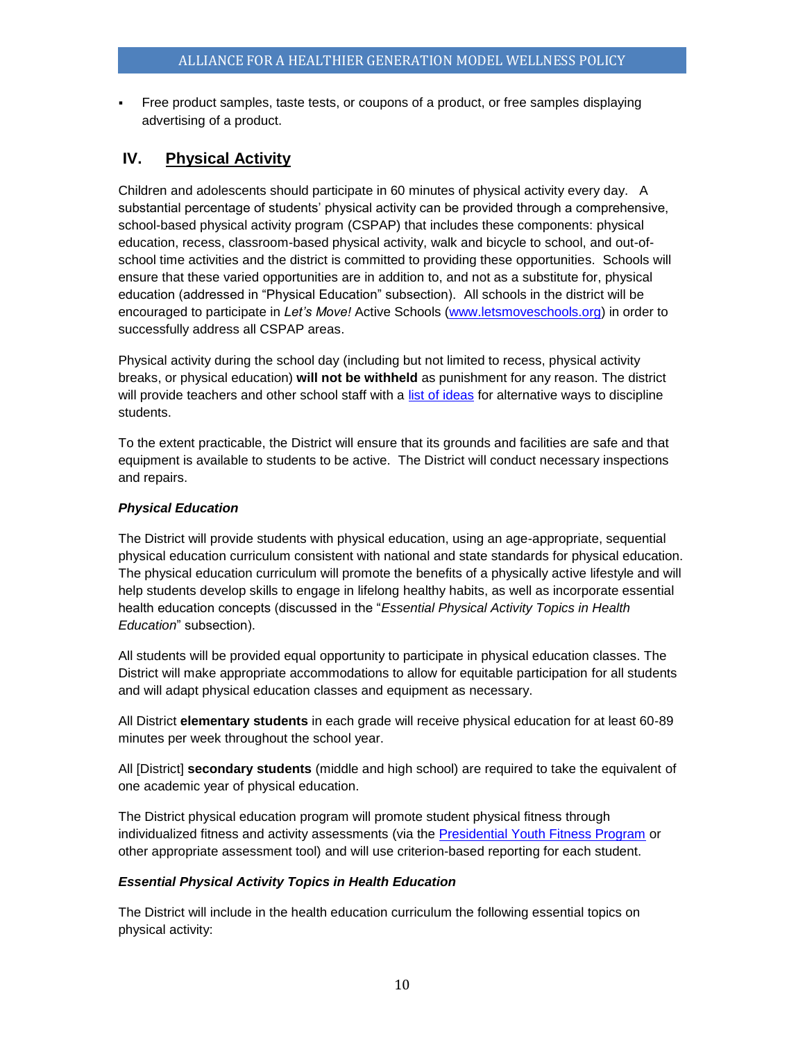- Free product samples, taste tests, or coupons of a product, or free samples displaying advertising of a product.

## IV. Physical Activity

Children and adolescents should participate in 60 minutes of physical activity every day. A substantial percentage of students' physical activity can be provided through a comprehensive, school-based physical activity program (CSPAP) that includes these components: physical education, recess, classroom-based physical activity, walk and bicycle to school, and out-of-school time activities and the district is committed to providing these opportunities. Schools will ensure that these varied opportunities are in addition to, and not as a substitute for, physical education (addressed in "Physical Education" subsection). All schools in the district will be encouraged to participate in *Let's Move!* Active Schools (www.letsmoveschools.org) in order to successfully address all CSPAP areas.

Physical activity during the school day (including but not limited to recess, physical activity breaks, or physical education) **will not be withheld** as punishment for any reason. The district will provide teachers and other school staff with a list of ideas for alternative ways to discipline students.

To the extent practicable, the District will ensure that its grounds and facilities are safe and that equipment is available to students to be active. The District will conduct necessary inspections and repairs.

### *Physical Education*

The District will provide students with physical education, using an age-appropriate, sequential physical education curriculum consistent with national and state standards for physical education. The physical education curriculum will promote the benefits of a physically active lifestyle and will help students develop skills to engage in lifelong healthy habits, as well as incorporate essential health education concepts (discussed in the "*Essential Physical Activity Topics in Health Education*" subsection).

All students will be provided equal opportunity to participate in physical education classes. The District will make appropriate accommodations to allow for equitable participation for all students and will adapt physical education classes and equipment as necessary.

All District **elementary students** in each grade will receive physical education for at least 60-89 minutes per week throughout the school year.

All [District] **secondary students** (middle and high school) are required to take the equivalent of one academic year of physical education.

The District physical education program will promote student physical fitness through individualized fitness and activity assessments (via the Presidential Youth Fitness Program or other appropriate assessment tool) and will use criterion-based reporting for each student.

### *Essential Physical Activity Topics in Health Education*

The District will include in the health education curriculum the following essential topics on physical activity: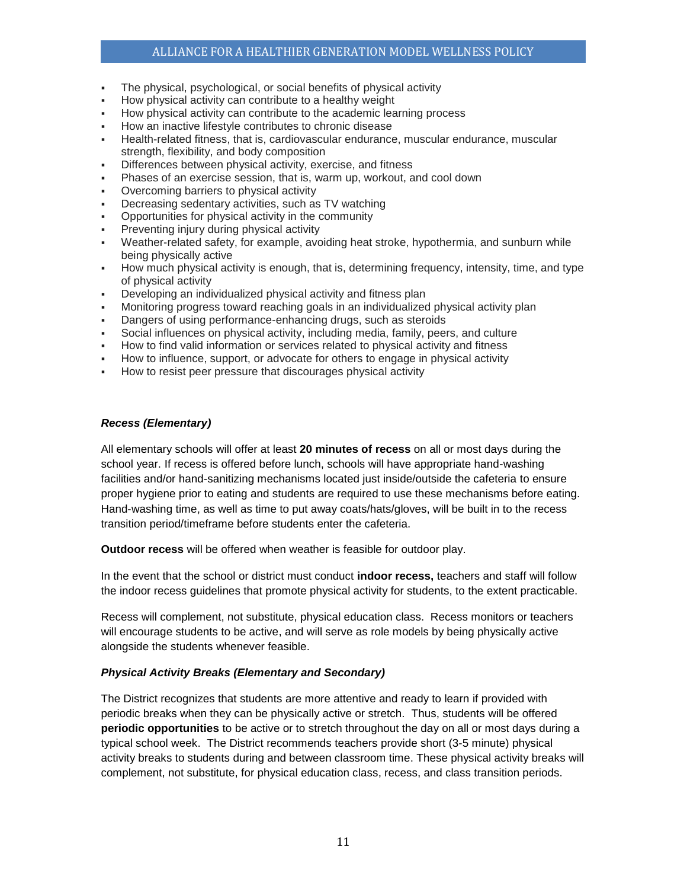- The physical, psychological, or social benefits of physical activity
- How physical activity can contribute to a healthy weight
- How physical activity can contribute to the academic learning process
- How an inactive lifestyle contributes to chronic disease
- Health-related fitness, that is, cardiovascular endurance, muscular endurance, muscular strength, flexibility, and body composition
- Differences between physical activity, exercise, and fitness
- Phases of an exercise session, that is, warm up, workout, and cool down
- Overcoming barriers to physical activity
- Decreasing sedentary activities, such as TV watching
- Opportunities for physical activity in the community
- Preventing injury during physical activity
- Weather-related safety, for example, avoiding heat stroke, hypothermia, and sunburn while being physically active
- How much physical activity is enough, that is, determining frequency, intensity, time, and type of physical activity
- Developing an individualized physical activity and fitness plan
- Monitoring progress toward reaching goals in an individualized physical activity plan
- Dangers of using performance-enhancing drugs, such as steroids
- Social influences on physical activity, including media, family, peers, and culture
- How to find valid information or services related to physical activity and fitness
- How to influence, support, or advocate for others to engage in physical activity
- How to resist peer pressure that discourages physical activity

***Recess (Elementary)***

All elementary schools will offer at least **20 minutes of recess** on all or most days during the school year. If recess is offered before lunch, schools will have appropriate hand-washing facilities and/or hand-sanitizing mechanisms located just inside/outside the cafeteria to ensure proper hygiene prior to eating and students are required to use these mechanisms before eating. Hand-washing time, as well as time to put away coats/hats/gloves, will be built in to the recess transition period/timeframe before students enter the cafeteria.

**Outdoor recess** will be offered when weather is feasible for outdoor play.

In the event that the school or district must conduct **indoor recess,** teachers and staff will follow the indoor recess guidelines that promote physical activity for students, to the extent practicable.

Recess will complement, not substitute, physical education class. Recess monitors or teachers will encourage students to be active, and will serve as role models by being physically active alongside the students whenever feasible.

***Physical Activity Breaks (Elementary and Secondary)***

The District recognizes that students are more attentive and ready to learn if provided with periodic breaks when they can be physically active or stretch. Thus, students will be offered **periodic opportunities** to be active or to stretch throughout the day on all or most days during a typical school week. The District recommends teachers provide short (3-5 minute) physical activity breaks to students during and between classroom time. These physical activity breaks will complement, not substitute, for physical education class, recess, and class transition periods.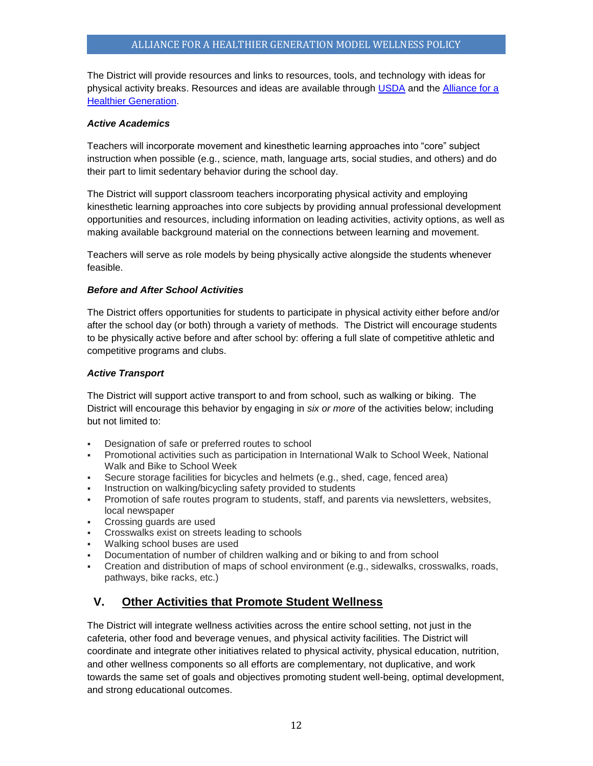The District will provide resources and links to resources, tools, and technology with ideas for physical activity breaks. Resources and ideas are available through USDA and the Alliance for a Healthier Generation.

***Active Academics***

Teachers will incorporate movement and kinesthetic learning approaches into "core" subject instruction when possible (e.g., science, math, language arts, social studies, and others) and do their part to limit sedentary behavior during the school day.

The District will support classroom teachers incorporating physical activity and employing kinesthetic learning approaches into core subjects by providing annual professional development opportunities and resources, including information on leading activities, activity options, as well as making available background material on the connections between learning and movement.

Teachers will serve as role models by being physically active alongside the students whenever feasible.

***Before and After School Activities***

The District offers opportunities for students to participate in physical activity either before and/or after the school day (or both) through a variety of methods. The District will encourage students to be physically active before and after school by: offering a full slate of competitive athletic and competitive programs and clubs.

***Active Transport***

The District will support active transport to and from school, such as walking or biking. The District will encourage this behavior by engaging in *six or more* of the activities below; including but not limited to:

- Designation of safe or preferred routes to school
- Promotional activities such as participation in International Walk to School Week, National Walk and Bike to School Week
- Secure storage facilities for bicycles and helmets (e.g., shed, cage, fenced area)
- Instruction on walking/bicycling safety provided to students
- Promotion of safe routes program to students, staff, and parents via newsletters, websites, local newspaper
- Crossing guards are used
- Crosswalks exist on streets leading to schools
- Walking school buses are used
- Documentation of number of children walking and or biking to and from school
- Creation and distribution of maps of school environment (e.g., sidewalks, crosswalks, roads, pathways, bike racks, etc.)

## V. Other Activities that Promote Student Wellness

The District will integrate wellness activities across the entire school setting, not just in the cafeteria, other food and beverage venues, and physical activity facilities. The District will coordinate and integrate other initiatives related to physical activity, physical education, nutrition, and other wellness components so all efforts are complementary, not duplicative, and work towards the same set of goals and objectives promoting student well-being, optimal development, and strong educational outcomes.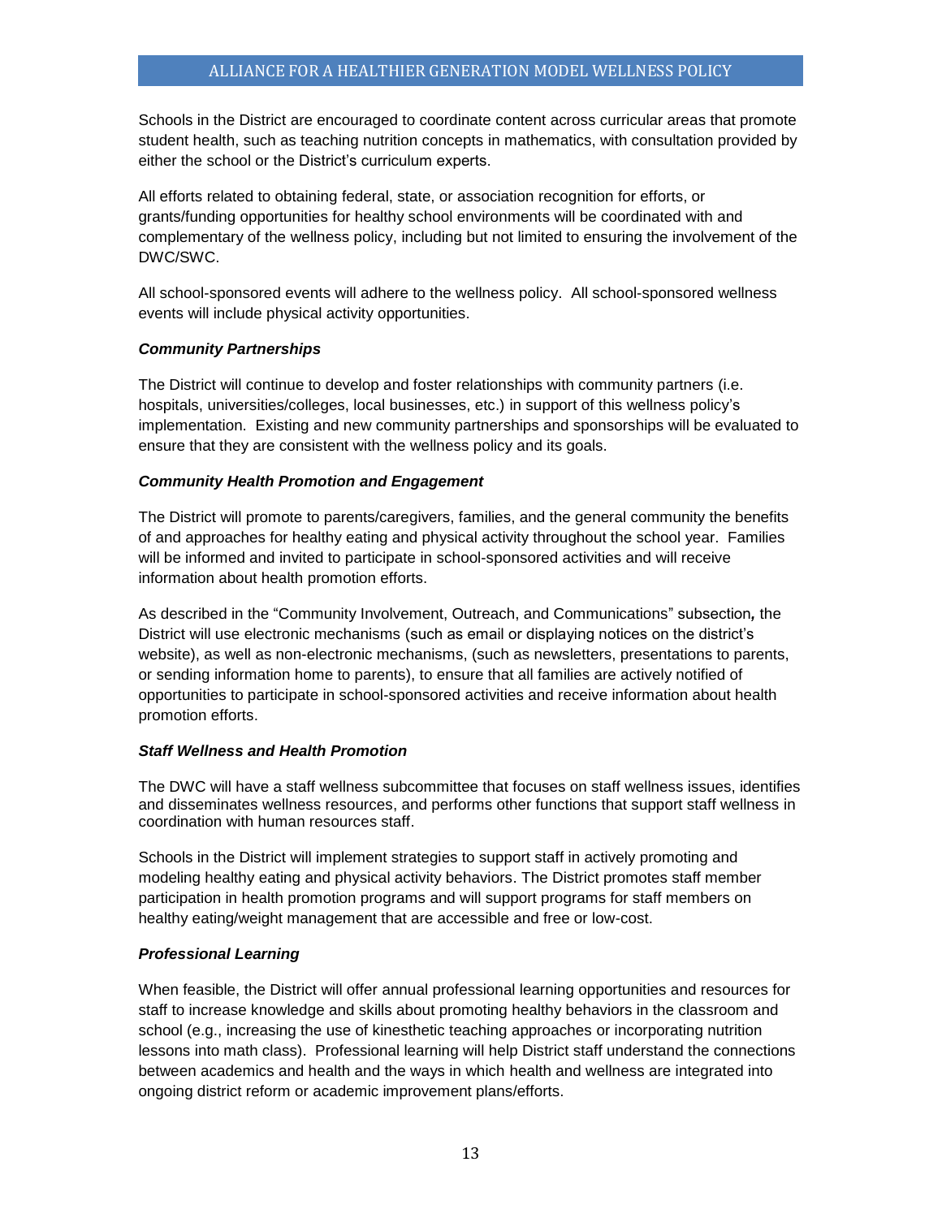Schools in the District are encouraged to coordinate content across curricular areas that promote student health, such as teaching nutrition concepts in mathematics, with consultation provided by either the school or the District's curriculum experts.

All efforts related to obtaining federal, state, or association recognition for efforts, or grants/funding opportunities for healthy school environments will be coordinated with and complementary of the wellness policy, including but not limited to ensuring the involvement of the DWC/SWC.

All school-sponsored events will adhere to the wellness policy. All school-sponsored wellness events will include physical activity opportunities.

***Community Partnerships***

The District will continue to develop and foster relationships with community partners (i.e. hospitals, universities/colleges, local businesses, etc.) in support of this wellness policy's implementation. Existing and new community partnerships and sponsorships will be evaluated to ensure that they are consistent with the wellness policy and its goals.

***Community Health Promotion and Engagement***

The District will promote to parents/caregivers, families, and the general community the benefits of and approaches for healthy eating and physical activity throughout the school year. Families will be informed and invited to participate in school-sponsored activities and will receive information about health promotion efforts.

As described in the "Community Involvement, Outreach, and Communications" subsection*,* the District will use electronic mechanisms (such as email or displaying notices on the district's website), as well as non-electronic mechanisms, (such as newsletters, presentations to parents, or sending information home to parents), to ensure that all families are actively notified of opportunities to participate in school-sponsored activities and receive information about health promotion efforts.

***Staff Wellness and Health Promotion***

The DWC will have a staff wellness subcommittee that focuses on staff wellness issues, identifies and disseminates wellness resources, and performs other functions that support staff wellness in coordination with human resources staff.

Schools in the District will implement strategies to support staff in actively promoting and modeling healthy eating and physical activity behaviors. The District promotes staff member participation in health promotion programs and will support programs for staff members on healthy eating/weight management that are accessible and free or low-cost.

***Professional Learning***

When feasible, the District will offer annual professional learning opportunities and resources for staff to increase knowledge and skills about promoting healthy behaviors in the classroom and school (e.g., increasing the use of kinesthetic teaching approaches or incorporating nutrition lessons into math class). Professional learning will help District staff understand the connections between academics and health and the ways in which health and wellness are integrated into ongoing district reform or academic improvement plans/efforts.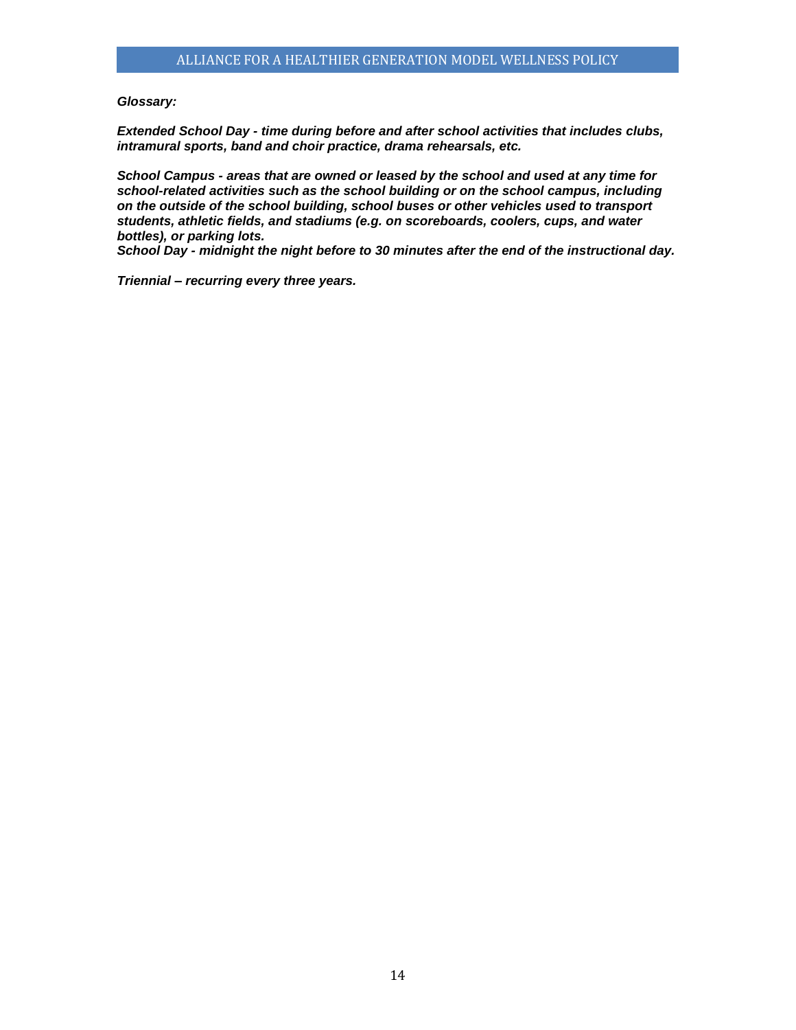***Glossary:***

***Extended School Day - time during before and after school activities that includes clubs, intramural sports, band and choir practice, drama rehearsals, etc.***

***School Campus - areas that are owned or leased by the school and used at any time for school-related activities such as the school building or on the school campus, including on the outside of the school building, school buses or other vehicles used to transport students, athletic fields, and stadiums (e.g. on scoreboards, coolers, cups, and water bottles), or parking lots.***
***School Day - midnight the night before to 30 minutes after the end of the instructional day.***

***Triennial – recurring every three years.***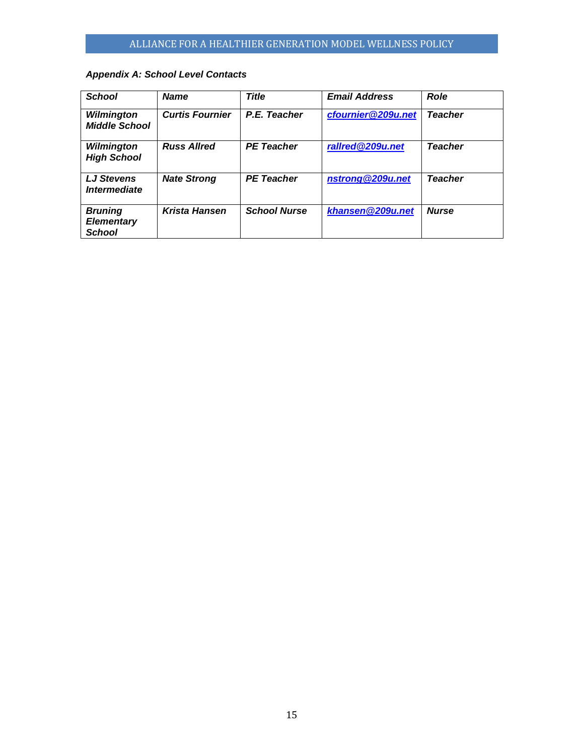***Appendix A: School Level Contacts***

| School | Name | Title | Email Address | Role |
|---|---|---|---|---|
| Wilmington Middle School | Curtis Fournier | P.E. Teacher | cfournier@209u.net | Teacher |
| Wilmington High School | Russ Allred | PE Teacher | rallred@209u.net | Teacher |
| LJ Stevens Intermediate | Nate Strong | PE Teacher | nstrong@209u.net | Teacher |
| Bruning Elementary School | Krista Hansen | School Nurse | khansen@209u.net | Nurse |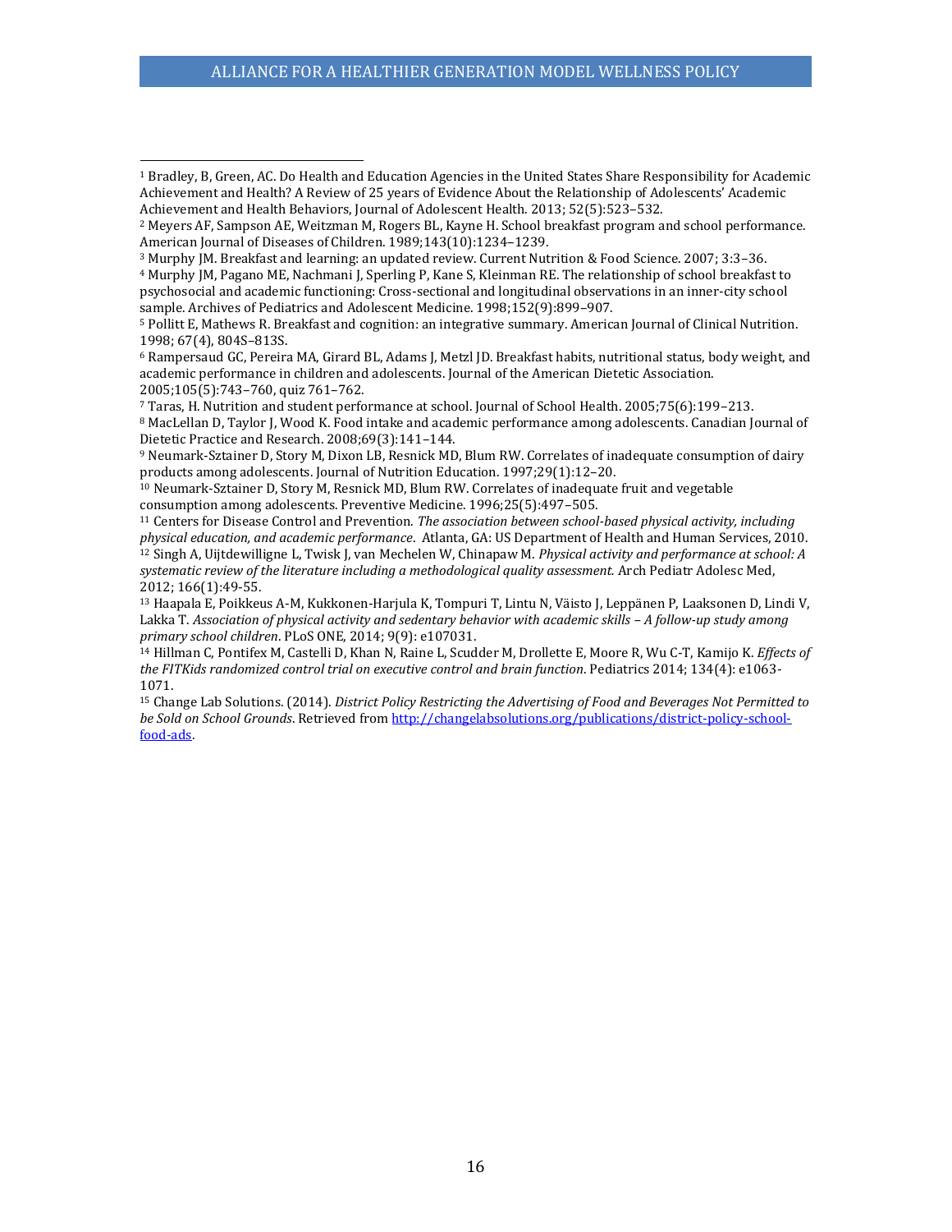[1] Bradley, B, Green, AC. Do Health and Education Agencies in the United States Share Responsibility for Academic Achievement and Health? A Review of 25 years of Evidence About the Relationship of Adolescents' Academic Achievement and Health Behaviors, Journal of Adolescent Health. 2013; 52(5):523–532.

[2] Meyers AF, Sampson AE, Weitzman M, Rogers BL, Kayne H. School breakfast program and school performance. American Journal of Diseases of Children. 1989;143(10):1234–1239.

[3] Murphy JM. Breakfast and learning: an updated review. Current Nutrition & Food Science. 2007; 3:3–36.

[4] Murphy JM, Pagano ME, Nachmani J, Sperling P, Kane S, Kleinman RE. The relationship of school breakfast to psychosocial and academic functioning: Cross-sectional and longitudinal observations in an inner-city school sample. Archives of Pediatrics and Adolescent Medicine. 1998;152(9):899–907.

[5] Pollitt E, Mathews R. Breakfast and cognition: an integrative summary. American Journal of Clinical Nutrition. 1998; 67(4), 804S–813S.

[6] Rampersaud GC, Pereira MA, Girard BL, Adams J, Metzl JD. Breakfast habits, nutritional status, body weight, and academic performance in children and adolescents. Journal of the American Dietetic Association. 2005;105(5):743–760, quiz 761–762.

[7] Taras, H. Nutrition and student performance at school. Journal of School Health. 2005;75(6):199–213.

[8] MacLellan D, Taylor J, Wood K. Food intake and academic performance among adolescents. Canadian Journal of Dietetic Practice and Research. 2008;69(3):141–144.

[9] Neumark-Sztainer D, Story M, Dixon LB, Resnick MD, Blum RW. Correlates of inadequate consumption of dairy products among adolescents. Journal of Nutrition Education. 1997;29(1):12–20.

[10] Neumark-Sztainer D, Story M, Resnick MD, Blum RW. Correlates of inadequate fruit and vegetable consumption among adolescents. Preventive Medicine. 1996;25(5):497–505.

[11] Centers for Disease Control and Prevention. *The association between school-based physical activity, including physical education, and academic performance*. Atlanta, GA: US Department of Health and Human Services, 2010.

[12] Singh A, Uijtdewilligne L, Twisk J, van Mechelen W, Chinapaw M. *Physical activity and performance at school: A systematic review of the literature including a methodological quality assessment.* Arch Pediatr Adolesc Med, 2012; 166(1):49-55.

[13] Haapala E, Poikkeus A-M, Kukkonen-Harjula K, Tompuri T, Lintu N, Väisto J, Leppänen P, Laaksonen D, Lindi V, Lakka T. *Association of physical activity and sedentary behavior with academic skills – A follow-up study among primary school children*. PLoS ONE, 2014; 9(9): e107031.

[14] Hillman C, Pontifex M, Castelli D, Khan N, Raine L, Scudder M, Drollette E, Moore R, Wu C-T, Kamijo K. *Effects of the FITKids randomized control trial on executive control and brain function*. Pediatrics 2014; 134(4): e1063-1071.

[15] Change Lab Solutions. (2014). *District Policy Restricting the Advertising of Food and Beverages Not Permitted to be Sold on School Grounds*. Retrieved from [http://changelabsolutions.org/publications/district-policy-school-food-ads](http://changelabsolutions.org/publications/district-policy-school-food-ads).